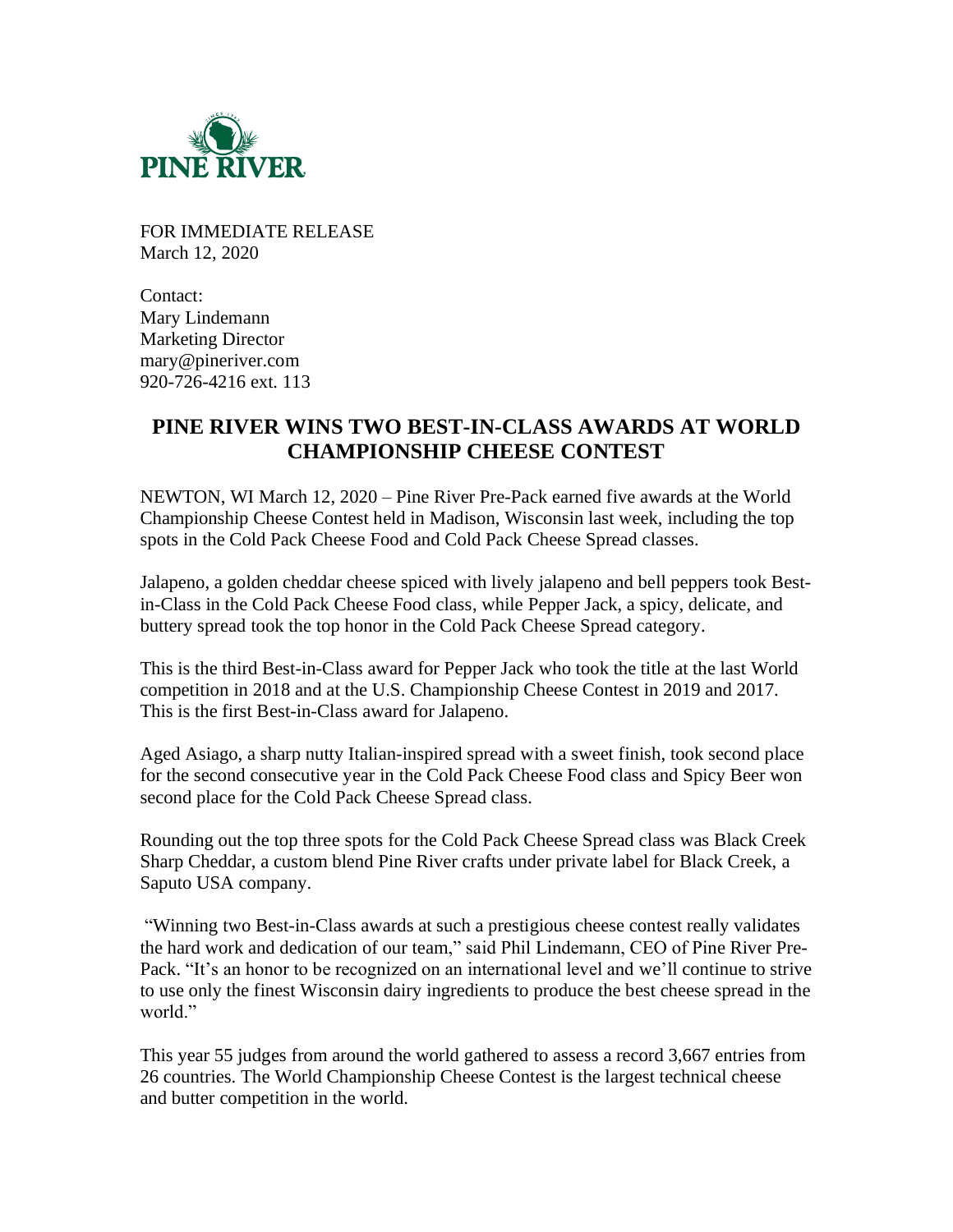PINE RIVER

FOR IMMEDIATE RELEASE
March 12, 2020

Contact:
Mary Lindemann
Marketing Director
mary@pineriver.com
920-726-4216 ext. 113

# PINE RIVER WINS TWO BEST-IN-CLASS AWARDS AT WORLD CHAMPIONSHIP CHEESE CONTEST

NEWTON, WI March 12, 2020 – Pine River Pre-Pack earned five awards at the World Championship Cheese Contest held in Madison, Wisconsin last week, including the top spots in the Cold Pack Cheese Food and Cold Pack Cheese Spread classes.

Jalapeno, a golden cheddar cheese spiced with lively jalapeno and bell peppers took Best-in-Class in the Cold Pack Cheese Food class, while Pepper Jack, a spicy, delicate, and buttery spread took the top honor in the Cold Pack Cheese Spread category.

This is the third Best-in-Class award for Pepper Jack who took the title at the last World competition in 2018 and at the U.S. Championship Cheese Contest in 2019 and 2017. This is the first Best-in-Class award for Jalapeno.

Aged Asiago, a sharp nutty Italian-inspired spread with a sweet finish, took second place for the second consecutive year in the Cold Pack Cheese Food class and Spicy Beer won second place for the Cold Pack Cheese Spread class.

Rounding out the top three spots for the Cold Pack Cheese Spread class was Black Creek Sharp Cheddar, a custom blend Pine River crafts under private label for Black Creek, a Saputo USA company.

"Winning two Best-in-Class awards at such a prestigious cheese contest really validates the hard work and dedication of our team," said Phil Lindemann, CEO of Pine River Pre-Pack. "It's an honor to be recognized on an international level and we'll continue to strive to use only the finest Wisconsin dairy ingredients to produce the best cheese spread in the world."

This year 55 judges from around the world gathered to assess a record 3,667 entries from 26 countries. The World Championship Cheese Contest is the largest technical cheese and butter competition in the world.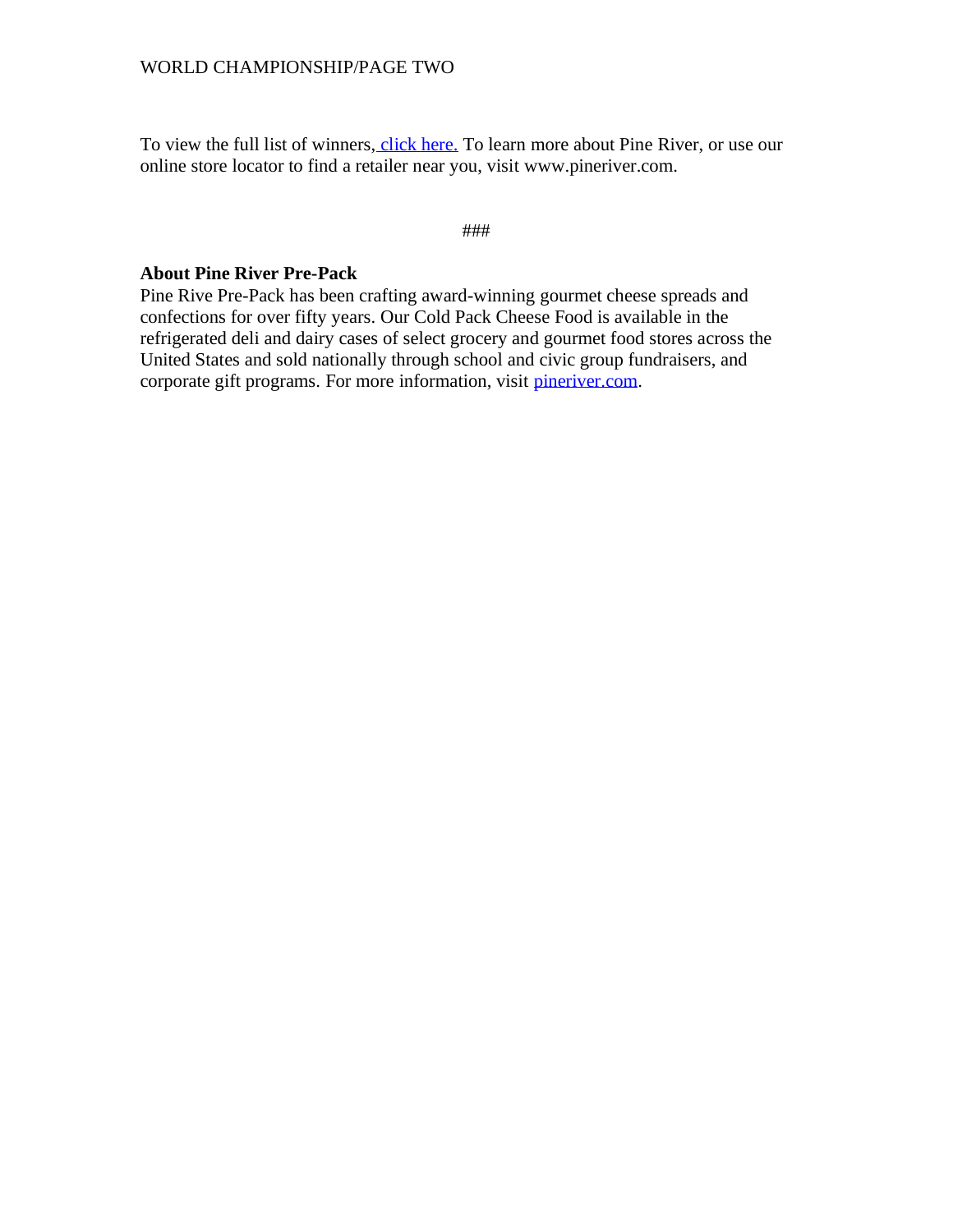To view the full list of winners, click here. To learn more about Pine River, or use our online store locator to find a retailer near you, visit www.pineriver.com.

###

**About Pine River Pre-Pack**

Pine Rive Pre-Pack has been crafting award-winning gourmet cheese spreads and confections for over fifty years. Our Cold Pack Cheese Food is available in the refrigerated deli and dairy cases of select grocery and gourmet food stores across the United States and sold nationally through school and civic group fundraisers, and corporate gift programs. For more information, visit pineriver.com.